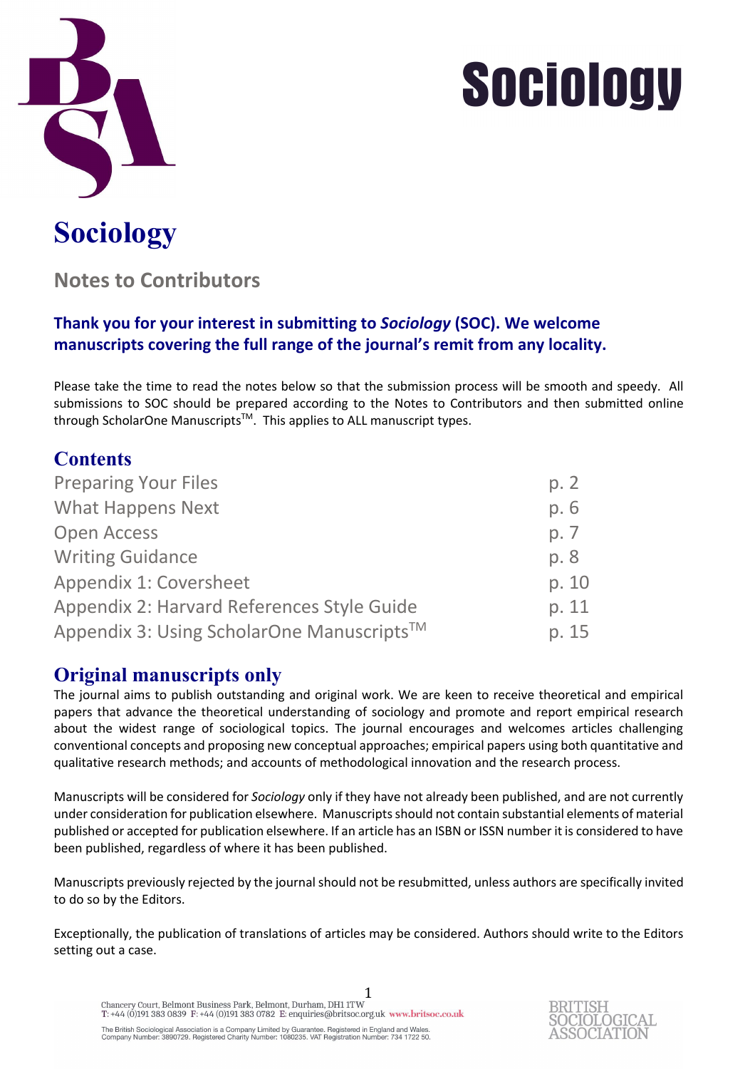# Sociology

# Sociology

## Notes to Contributors

**Thank you for your interest in submitting to *Sociology* (SOC). We welcome manuscripts covering the full range of the journal's remit from any locality.**

Please take the time to read the notes below so that the submission process will be smooth and speedy. All submissions to SOC should be prepared according to the Notes to Contributors and then submitted online through ScholarOne Manuscripts™. This applies to ALL manuscript types.

## Contents

| | |
|---|---|
| Preparing Your Files | p. 2 |
| What Happens Next | p. 6 |
| Open Access | p. 7 |
| Writing Guidance | p. 8 |
| Appendix 1: Coversheet | p. 10 |
| Appendix 2: Harvard References Style Guide | p. 11 |
| Appendix 3: Using ScholarOne Manuscripts™ | p. 15 |

## Original manuscripts only

The journal aims to publish outstanding and original work. We are keen to receive theoretical and empirical papers that advance the theoretical understanding of sociology and promote and report empirical research about the widest range of sociological topics. The journal encourages and welcomes articles challenging conventional concepts and proposing new conceptual approaches; empirical papers using both quantitative and qualitative research methods; and accounts of methodological innovation and the research process.

Manuscripts will be considered for *Sociology* only if they have not already been published, and are not currently under consideration for publication elsewhere. Manuscripts should not contain substantial elements of material published or accepted for publication elsewhere. If an article has an ISBN or ISSN number it is considered to have been published, regardless of where it has been published.

Manuscripts previously rejected by the journal should not be resubmitted, unless authors are specifically invited to do so by the Editors.

Exceptionally, the publication of translations of articles may be considered. Authors should write to the Editors setting out a case.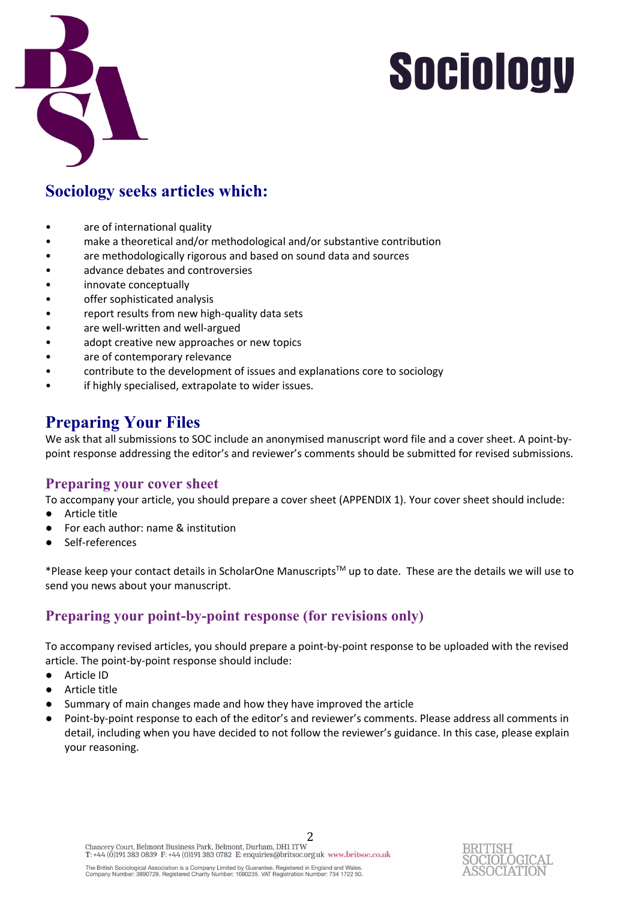# Sociology

## Sociology seeks articles which:

- are of international quality
- make a theoretical and/or methodological and/or substantive contribution
- are methodologically rigorous and based on sound data and sources
- advance debates and controversies
- innovate conceptually
- offer sophisticated analysis
- report results from new high-quality data sets
- are well-written and well-argued
- adopt creative new approaches or new topics
- are of contemporary relevance
- contribute to the development of issues and explanations core to sociology
- if highly specialised, extrapolate to wider issues.

## Preparing Your Files

We ask that all submissions to SOC include an anonymised manuscript word file and a cover sheet. A point-by-point response addressing the editor's and reviewer's comments should be submitted for revised submissions.

### Preparing your cover sheet

To accompany your article, you should prepare a cover sheet (APPENDIX 1). Your cover sheet should include:

- Article title
- For each author: name & institution
- Self-references

*Please keep your contact details in ScholarOne Manuscripts™ up to date. These are the details we will use to send you news about your manuscript.

### Preparing your point-by-point response (for revisions only)

To accompany revised articles, you should prepare a point-by-point response to be uploaded with the revised article. The point-by-point response should include:

- Article ID
- Article title
- Summary of main changes made and how they have improved the article
- Point-by-point response to each of the editor's and reviewer's comments. Please address all comments in detail, including when you have decided to not follow the reviewer's guidance. In this case, please explain your reasoning.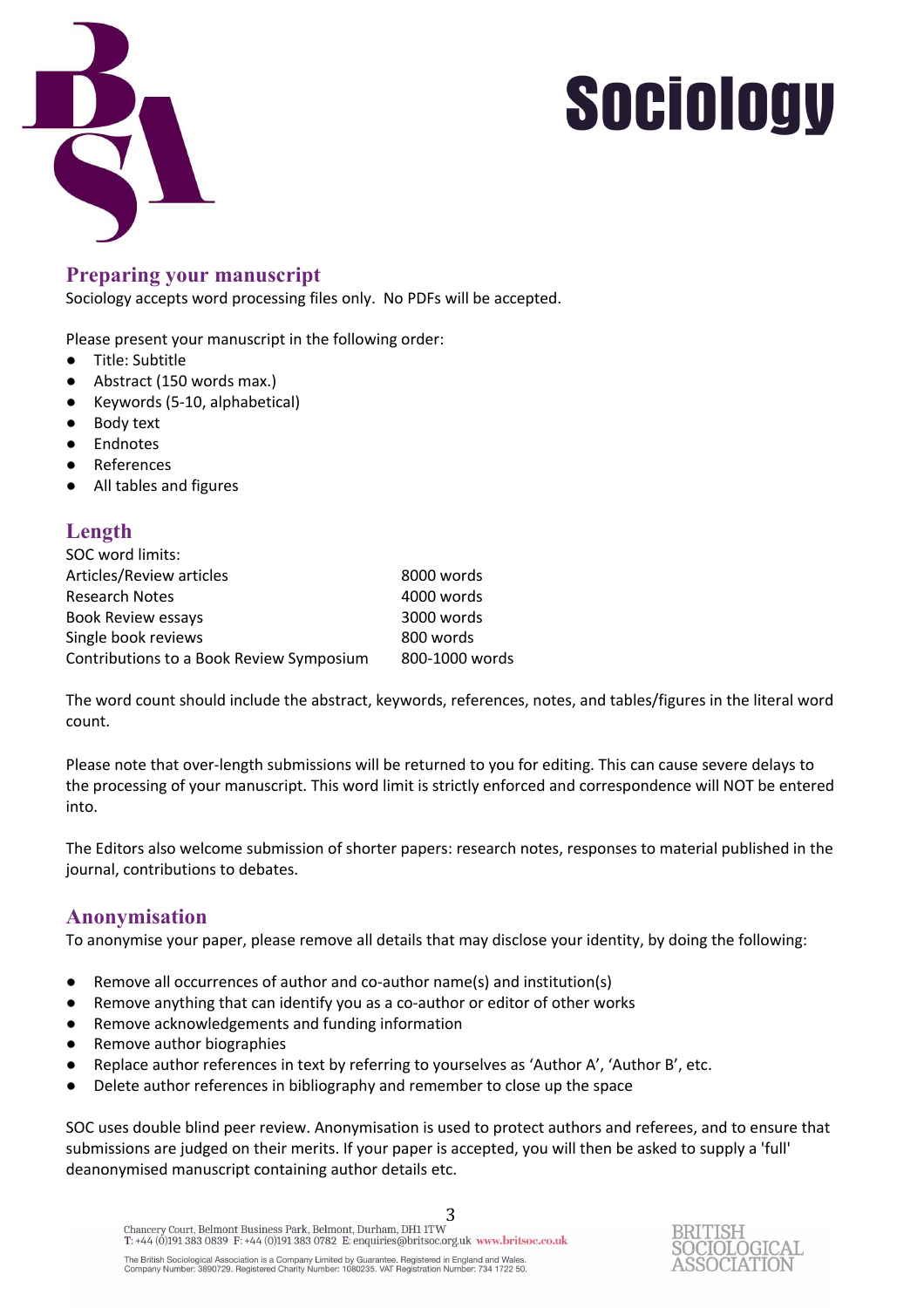# Sociology

## Preparing your manuscript

Sociology accepts word processing files only. No PDFs will be accepted.

Please present your manuscript in the following order:

- Title: Subtitle
- Abstract (150 words max.)
- Keywords (5-10, alphabetical)
- Body text
- Endnotes
- References
- All tables and figures

## Length

SOC word limits:

| | |
|---|---|
| Articles/Review articles | 8000 words |
| Research Notes | 4000 words |
| Book Review essays | 3000 words |
| Single book reviews | 800 words |
| Contributions to a Book Review Symposium | 800-1000 words |

The word count should include the abstract, keywords, references, notes, and tables/figures in the literal word count.

Please note that over-length submissions will be returned to you for editing. This can cause severe delays to the processing of your manuscript. This word limit is strictly enforced and correspondence will NOT be entered into.

The Editors also welcome submission of shorter papers: research notes, responses to material published in the journal, contributions to debates.

## Anonymisation

To anonymise your paper, please remove all details that may disclose your identity, by doing the following:

- Remove all occurrences of author and co-author name(s) and institution(s)
- Remove anything that can identify you as a co-author or editor of other works
- Remove acknowledgements and funding information
- Remove author biographies
- Replace author references in text by referring to yourselves as 'Author A', 'Author B', etc.
- Delete author references in bibliography and remember to close up the space

SOC uses double blind peer review. Anonymisation is used to protect authors and referees, and to ensure that submissions are judged on their merits. If your paper is accepted, you will then be asked to supply a 'full' deanonymised manuscript containing author details etc.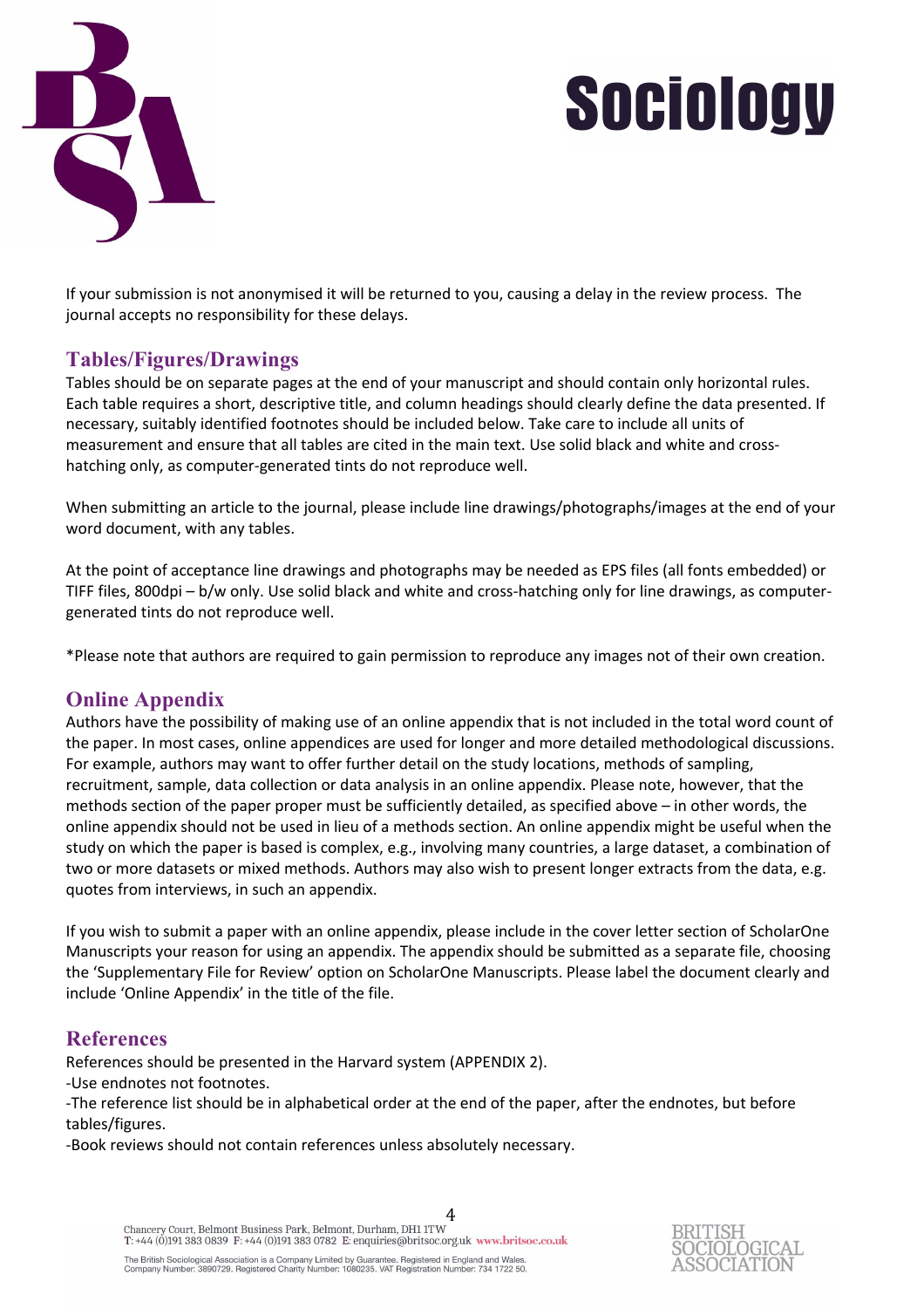If your submission is not anonymised it will be returned to you, causing a delay in the review process. The journal accepts no responsibility for these delays.

## Tables/Figures/Drawings

Tables should be on separate pages at the end of your manuscript and should contain only horizontal rules. Each table requires a short, descriptive title, and column headings should clearly define the data presented. If necessary, suitably identified footnotes should be included below. Take care to include all units of measurement and ensure that all tables are cited in the main text. Use solid black and white and cross-hatching only, as computer-generated tints do not reproduce well.

When submitting an article to the journal, please include line drawings/photographs/images at the end of your word document, with any tables.

At the point of acceptance line drawings and photographs may be needed as EPS files (all fonts embedded) or TIFF files, 800dpi – b/w only. Use solid black and white and cross-hatching only for line drawings, as computer-generated tints do not reproduce well.

*Please note that authors are required to gain permission to reproduce any images not of their own creation.

## Online Appendix

Authors have the possibility of making use of an online appendix that is not included in the total word count of the paper. In most cases, online appendices are used for longer and more detailed methodological discussions. For example, authors may want to offer further detail on the study locations, methods of sampling, recruitment, sample, data collection or data analysis in an online appendix. Please note, however, that the methods section of the paper proper must be sufficiently detailed, as specified above – in other words, the online appendix should not be used in lieu of a methods section. An online appendix might be useful when the study on which the paper is based is complex, e.g., involving many countries, a large dataset, a combination of two or more datasets or mixed methods. Authors may also wish to present longer extracts from the data, e.g. quotes from interviews, in such an appendix.

If you wish to submit a paper with an online appendix, please include in the cover letter section of ScholarOne Manuscripts your reason for using an appendix. The appendix should be submitted as a separate file, choosing the 'Supplementary File for Review' option on ScholarOne Manuscripts. Please label the document clearly and include 'Online Appendix' in the title of the file.

## References

References should be presented in the Harvard system (APPENDIX 2).

-Use endnotes not footnotes.

-The reference list should be in alphabetical order at the end of the paper, after the endnotes, but before tables/figures.

-Book reviews should not contain references unless absolutely necessary.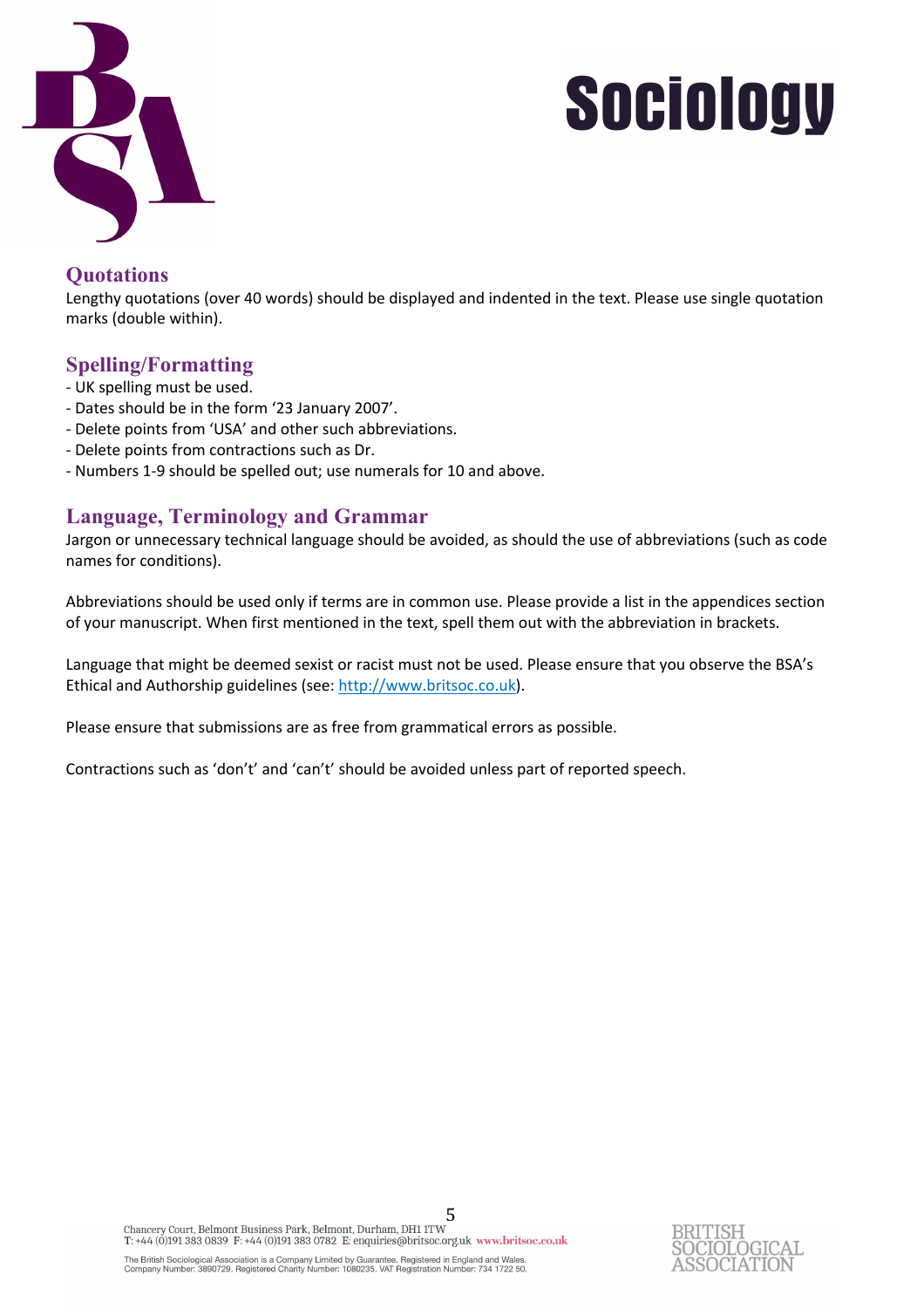## Quotations

Lengthy quotations (over 40 words) should be displayed and indented in the text. Please use single quotation marks (double within).

## Spelling/Formatting

- UK spelling must be used.
- Dates should be in the form '23 January 2007'.
- Delete points from 'USA' and other such abbreviations.
- Delete points from contractions such as Dr.
- Numbers 1-9 should be spelled out; use numerals for 10 and above.

## Language, Terminology and Grammar

Jargon or unnecessary technical language should be avoided, as should the use of abbreviations (such as code names for conditions).

Abbreviations should be used only if terms are in common use. Please provide a list in the appendices section of your manuscript. When first mentioned in the text, spell them out with the abbreviation in brackets.

Language that might be deemed sexist or racist must not be used. Please ensure that you observe the BSA's Ethical and Authorship guidelines (see: http://www.britsoc.co.uk).

Please ensure that submissions are as free from grammatical errors as possible.

Contractions such as 'don't' and 'can't' should be avoided unless part of reported speech.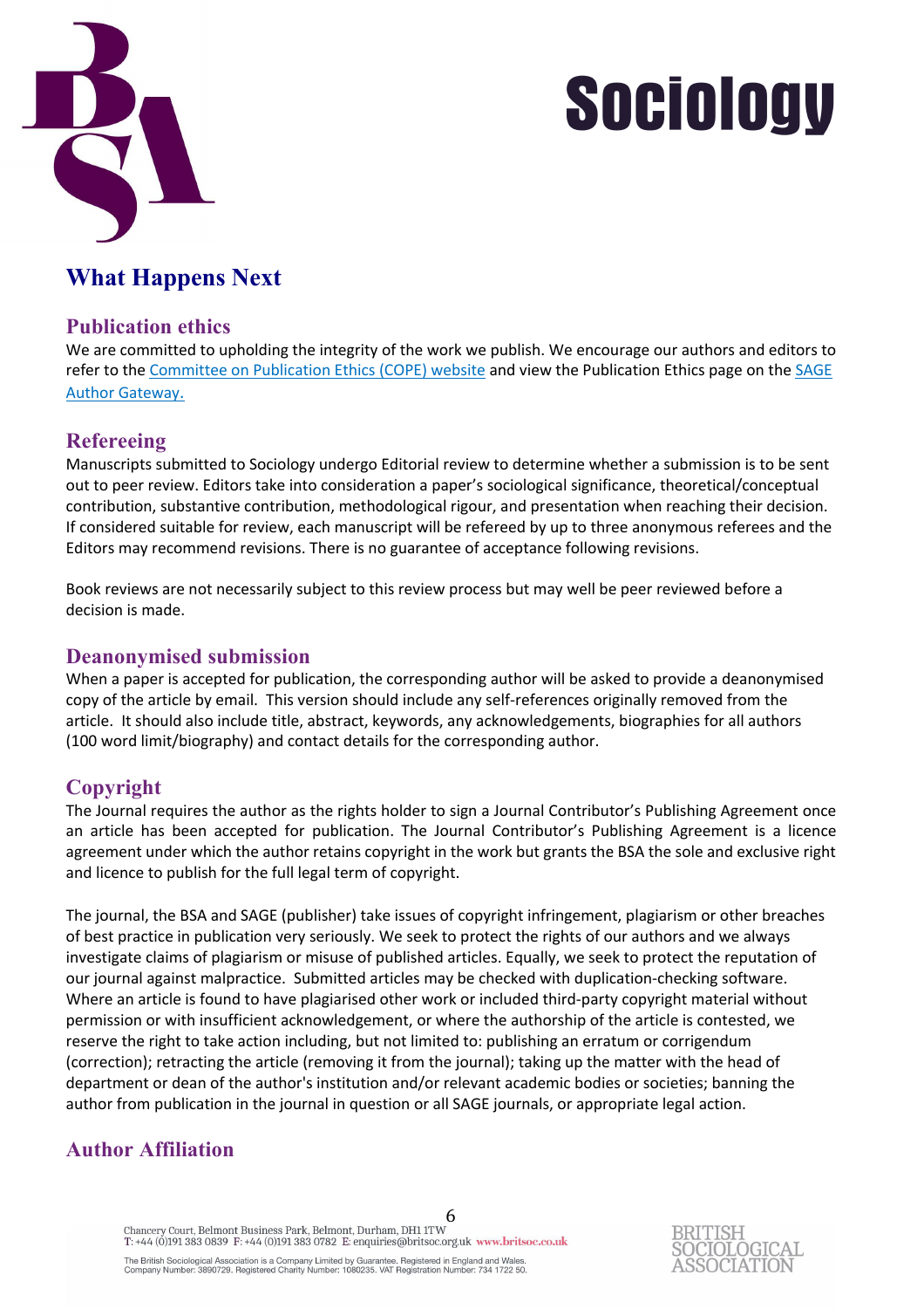# What Happens Next

## Publication ethics

We are committed to upholding the integrity of the work we publish. We encourage our authors and editors to refer to the Committee on Publication Ethics (COPE) website and view the Publication Ethics page on the SAGE Author Gateway.

## Refereeing

Manuscripts submitted to Sociology undergo Editorial review to determine whether a submission is to be sent out to peer review. Editors take into consideration a paper's sociological significance, theoretical/conceptual contribution, substantive contribution, methodological rigour, and presentation when reaching their decision. If considered suitable for review, each manuscript will be refereed by up to three anonymous referees and the Editors may recommend revisions. There is no guarantee of acceptance following revisions.

Book reviews are not necessarily subject to this review process but may well be peer reviewed before a decision is made.

## Deanonymised submission

When a paper is accepted for publication, the corresponding author will be asked to provide a deanonymised copy of the article by email. This version should include any self-references originally removed from the article. It should also include title, abstract, keywords, any acknowledgements, biographies for all authors (100 word limit/biography) and contact details for the corresponding author.

## Copyright

The Journal requires the author as the rights holder to sign a Journal Contributor's Publishing Agreement once an article has been accepted for publication. The Journal Contributor's Publishing Agreement is a licence agreement under which the author retains copyright in the work but grants the BSA the sole and exclusive right and licence to publish for the full legal term of copyright.

The journal, the BSA and SAGE (publisher) take issues of copyright infringement, plagiarism or other breaches of best practice in publication very seriously. We seek to protect the rights of our authors and we always investigate claims of plagiarism or misuse of published articles. Equally, we seek to protect the reputation of our journal against malpractice. Submitted articles may be checked with duplication-checking software. Where an article is found to have plagiarised other work or included third-party copyright material without permission or with insufficient acknowledgement, or where the authorship of the article is contested, we reserve the right to take action including, but not limited to: publishing an erratum or corrigendum (correction); retracting the article (removing it from the journal); taking up the matter with the head of department or dean of the author's institution and/or relevant academic bodies or societies; banning the author from publication in the journal in question or all SAGE journals, or appropriate legal action.

## Author Affiliation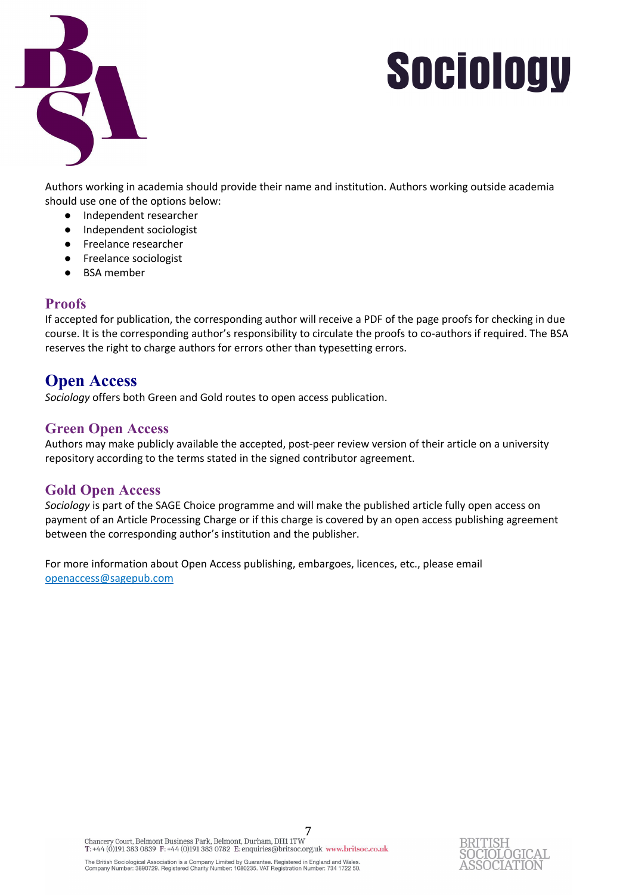Authors working in academia should provide their name and institution. Authors working outside academia should use one of the options below:

- Independent researcher
- Independent sociologist
- Freelance researcher
- Freelance sociologist
- BSA member

### Proofs

If accepted for publication, the corresponding author will receive a PDF of the page proofs for checking in due course. It is the corresponding author's responsibility to circulate the proofs to co-authors if required. The BSA reserves the right to charge authors for errors other than typesetting errors.

## Open Access

*Sociology* offers both Green and Gold routes to open access publication.

### Green Open Access

Authors may make publicly available the accepted, post-peer review version of their article on a university repository according to the terms stated in the signed contributor agreement.

### Gold Open Access

*Sociology* is part of the SAGE Choice programme and will make the published article fully open access on payment of an Article Processing Charge or if this charge is covered by an open access publishing agreement between the corresponding author's institution and the publisher.

For more information about Open Access publishing, embargoes, licences, etc., please email openaccess@sagepub.com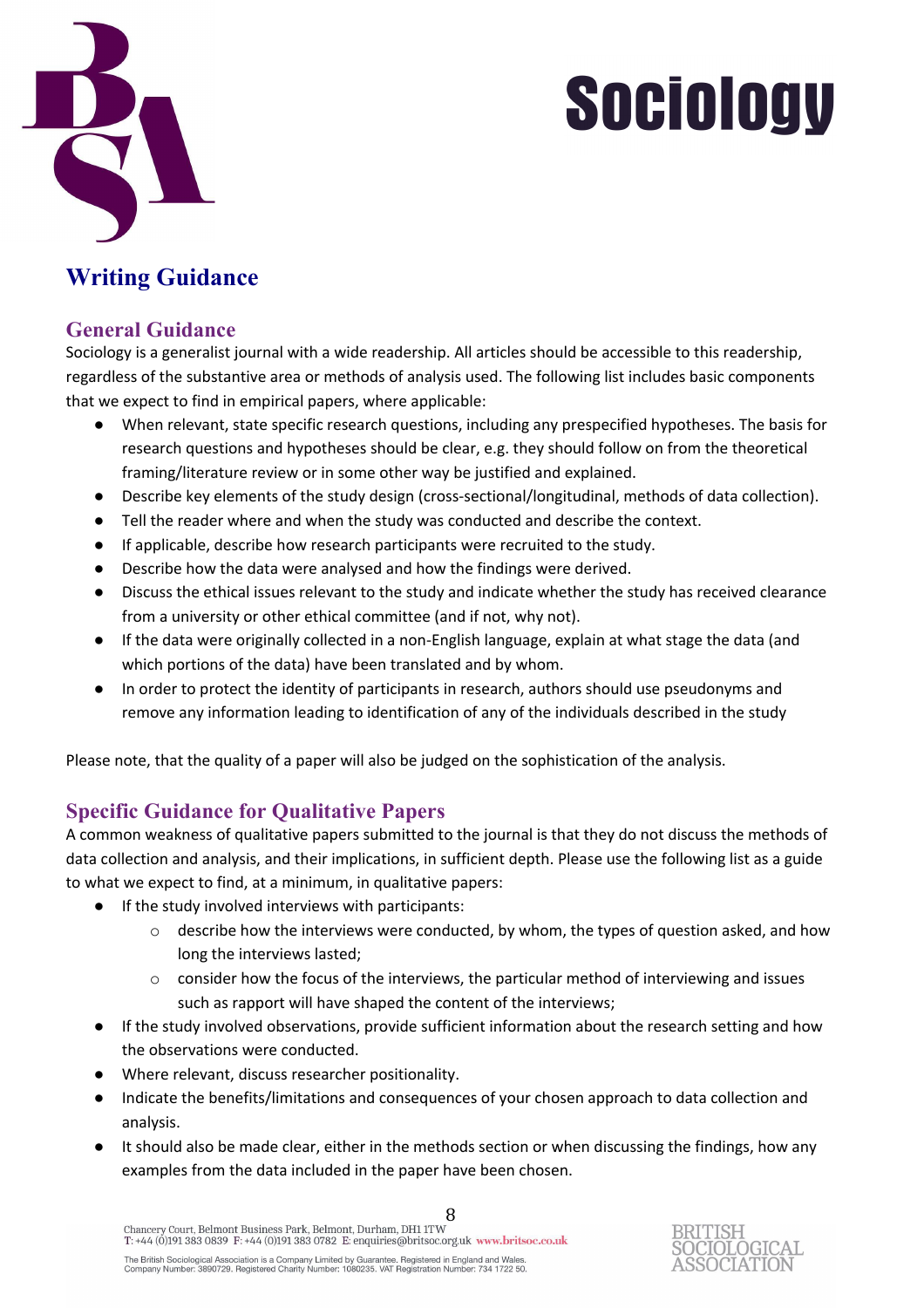# Sociology

## Writing Guidance

### General Guidance

Sociology is a generalist journal with a wide readership. All articles should be accessible to this readership, regardless of the substantive area or methods of analysis used. The following list includes basic components that we expect to find in empirical papers, where applicable:

- When relevant, state specific research questions, including any prespecified hypotheses. The basis for research questions and hypotheses should be clear, e.g. they should follow on from the theoretical framing/literature review or in some other way be justified and explained.
- Describe key elements of the study design (cross-sectional/longitudinal, methods of data collection).
- Tell the reader where and when the study was conducted and describe the context.
- If applicable, describe how research participants were recruited to the study.
- Describe how the data were analysed and how the findings were derived.
- Discuss the ethical issues relevant to the study and indicate whether the study has received clearance from a university or other ethical committee (and if not, why not).
- If the data were originally collected in a non-English language, explain at what stage the data (and which portions of the data) have been translated and by whom.
- In order to protect the identity of participants in research, authors should use pseudonyms and remove any information leading to identification of any of the individuals described in the study

Please note, that the quality of a paper will also be judged on the sophistication of the analysis.

### Specific Guidance for Qualitative Papers

A common weakness of qualitative papers submitted to the journal is that they do not discuss the methods of data collection and analysis, and their implications, in sufficient depth. Please use the following list as a guide to what we expect to find, at a minimum, in qualitative papers:

- If the study involved interviews with participants:
  - describe how the interviews were conducted, by whom, the types of question asked, and how long the interviews lasted;
  - consider how the focus of the interviews, the particular method of interviewing and issues such as rapport will have shaped the content of the interviews;
- If the study involved observations, provide sufficient information about the research setting and how the observations were conducted.
- Where relevant, discuss researcher positionality.
- Indicate the benefits/limitations and consequences of your chosen approach to data collection and analysis.
- It should also be made clear, either in the methods section or when discussing the findings, how any examples from the data included in the paper have been chosen.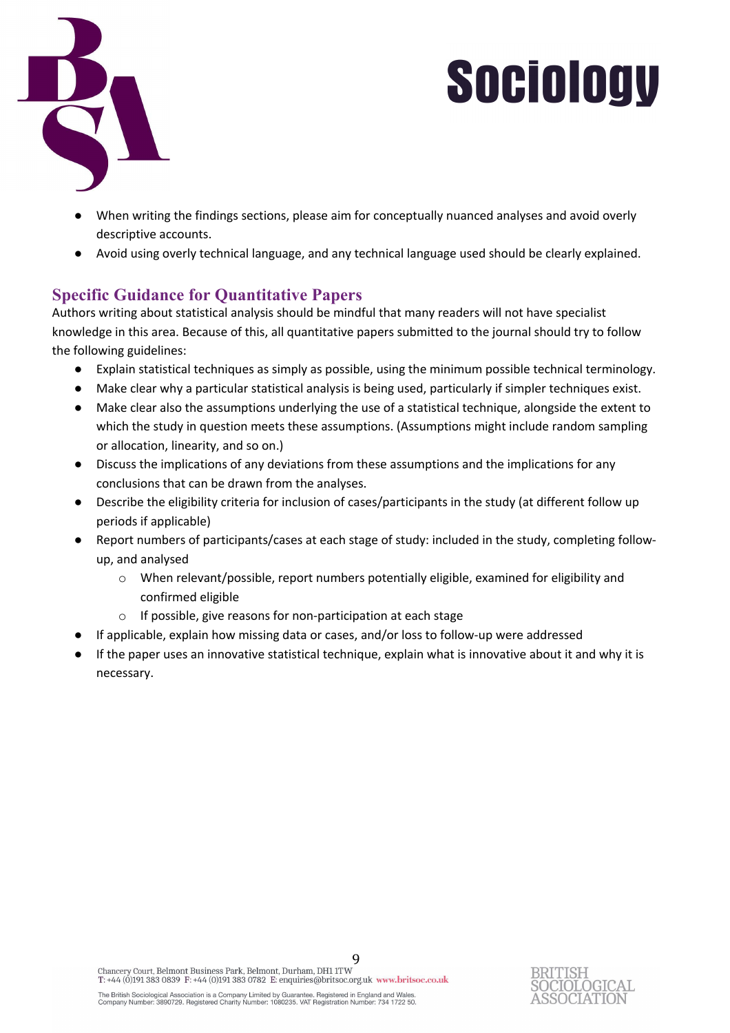- When writing the findings sections, please aim for conceptually nuanced analyses and avoid overly descriptive accounts.
- Avoid using overly technical language, and any technical language used should be clearly explained.

## Specific Guidance for Quantitative Papers

Authors writing about statistical analysis should be mindful that many readers will not have specialist knowledge in this area. Because of this, all quantitative papers submitted to the journal should try to follow the following guidelines:

- Explain statistical techniques as simply as possible, using the minimum possible technical terminology.
- Make clear why a particular statistical analysis is being used, particularly if simpler techniques exist.
- Make clear also the assumptions underlying the use of a statistical technique, alongside the extent to which the study in question meets these assumptions. (Assumptions might include random sampling or allocation, linearity, and so on.)
- Discuss the implications of any deviations from these assumptions and the implications for any conclusions that can be drawn from the analyses.
- Describe the eligibility criteria for inclusion of cases/participants in the study (at different follow up periods if applicable)
- Report numbers of participants/cases at each stage of study: included in the study, completing follow-up, and analysed
    - When relevant/possible, report numbers potentially eligible, examined for eligibility and confirmed eligible
    - If possible, give reasons for non-participation at each stage
- If applicable, explain how missing data or cases, and/or loss to follow-up were addressed
- If the paper uses an innovative statistical technique, explain what is innovative about it and why it is necessary.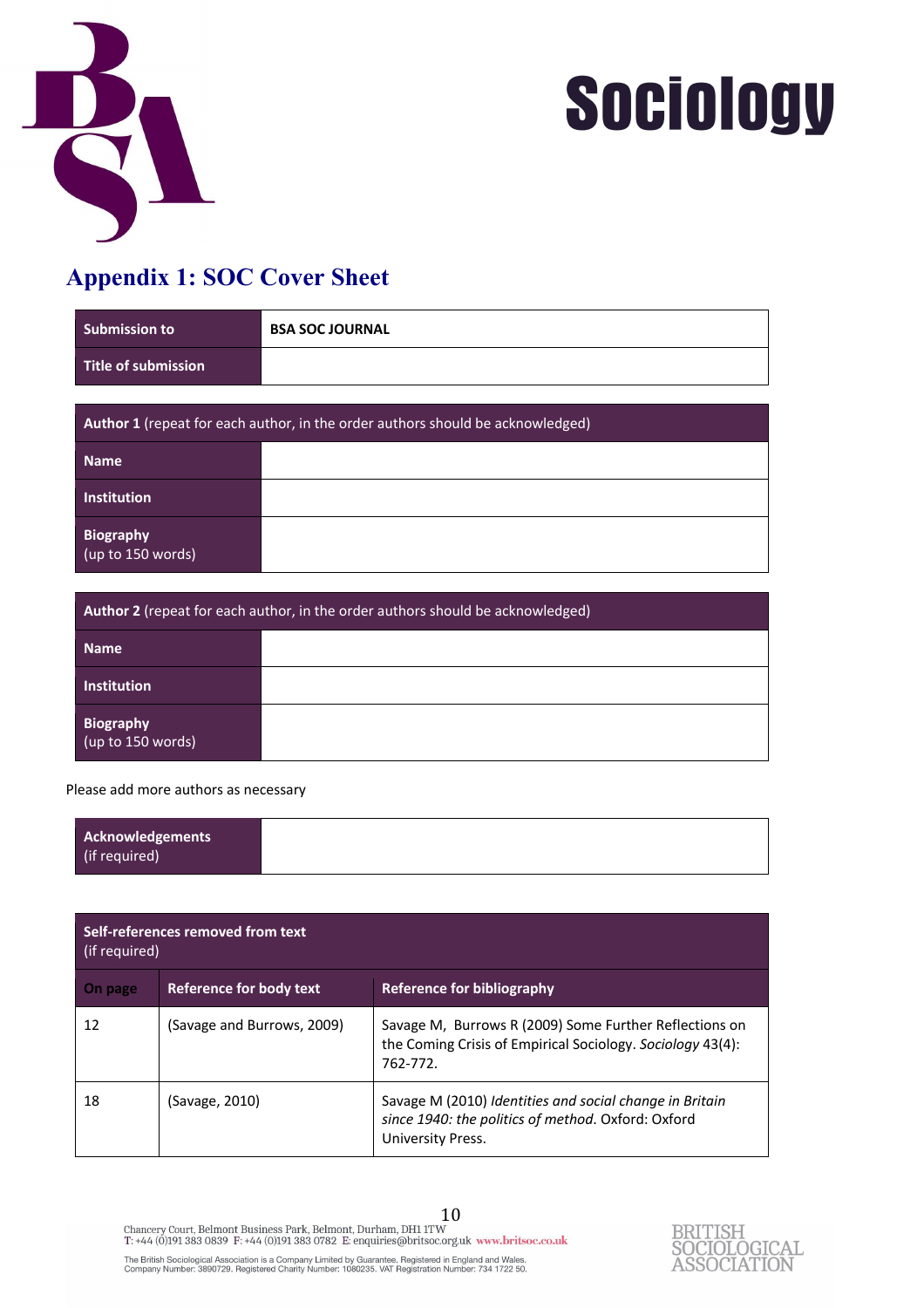Sociology

## Appendix 1: SOC Cover Sheet

| Submission to | BSA SOC JOURNAL |
|---|---|
| Title of submission | |

| Author 1 (repeat for each author, in the order authors should be acknowledged) | |
|---|---|
| Name | |
| Institution | |
| Biography (up to 150 words) | |

| Author 2 (repeat for each author, in the order authors should be acknowledged) | |
|---|---|
| Name | |
| Institution | |
| Biography (up to 150 words) | |

Please add more authors as necessary

| Acknowledgements (if required) | |
|---|---|

| Self-references removed from text (if required) | | |
|---|---|---|
| On page | Reference for body text | Reference for bibliography |
| 12 | (Savage and Burrows, 2009) | Savage M, Burrows R (2009) Some Further Reflections on the Coming Crisis of Empirical Sociology. *Sociology* 43(4): 762-772. |
| 18 | (Savage, 2010) | Savage M (2010) *Identities and social change in Britain since 1940: the politics of method*. Oxford: Oxford University Press. |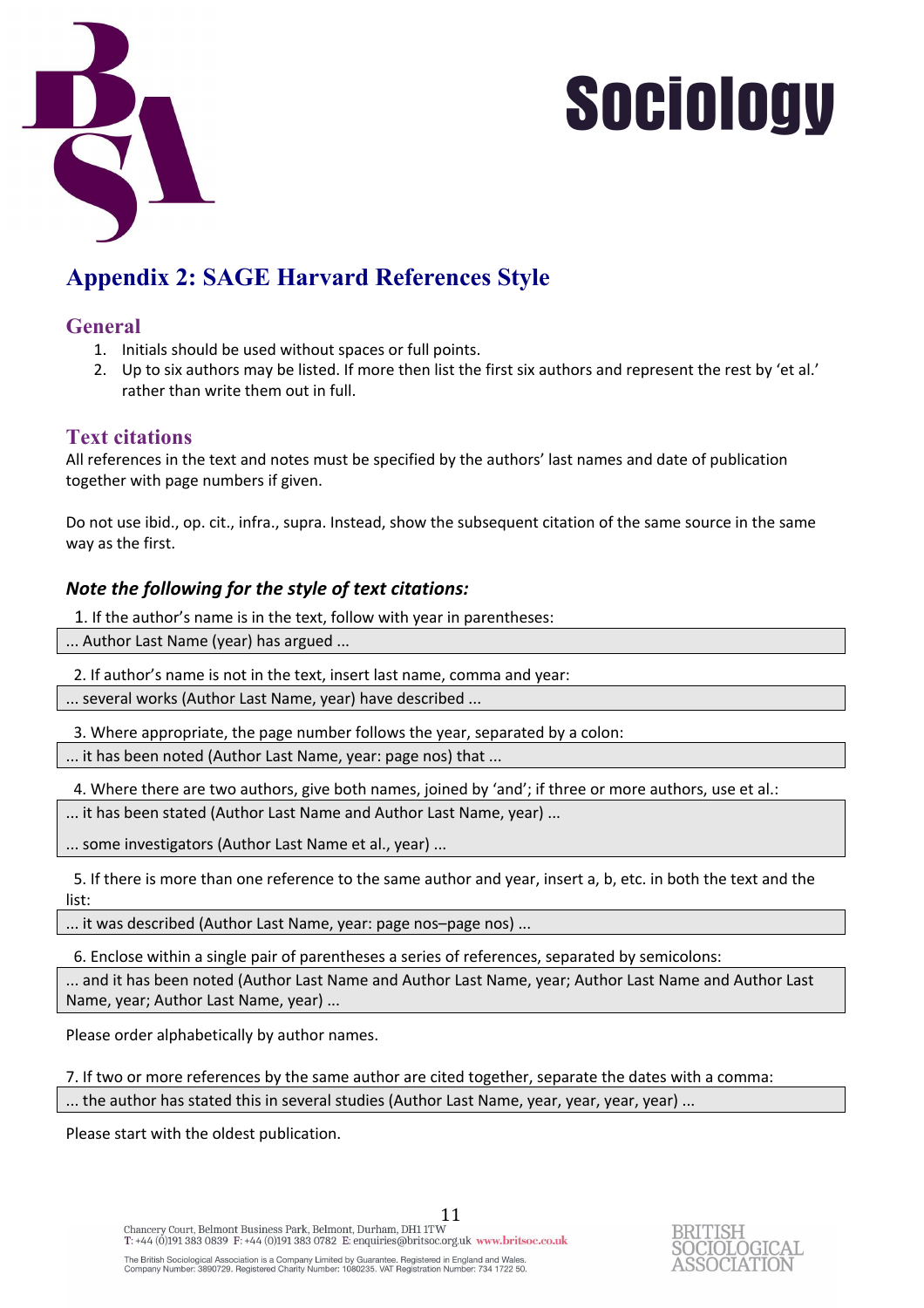# Appendix 2: SAGE Harvard References Style

## General

1. Initials should be used without spaces or full points.
2. Up to six authors may be listed. If more then list the first six authors and represent the rest by 'et al.' rather than write them out in full.

## Text citations

All references in the text and notes must be specified by the authors' last names and date of publication together with page numbers if given.

Do not use ibid., op. cit., infra., supra. Instead, show the subsequent citation of the same source in the same way as the first.

### *Note the following for the style of text citations:*

1. If the author's name is in the text, follow with year in parentheses:

> ... Author Last Name (year) has argued ...

2. If author's name is not in the text, insert last name, comma and year:

> ... several works (Author Last Name, year) have described ...

3. Where appropriate, the page number follows the year, separated by a colon:

> ... it has been noted (Author Last Name, year: page nos) that ...

4. Where there are two authors, give both names, joined by 'and'; if three or more authors, use et al.:

> ... it has been stated (Author Last Name and Author Last Name, year) ...
>
> ... some investigators (Author Last Name et al., year) ...

5. If there is more than one reference to the same author and year, insert a, b, etc. in both the text and the list:

> ... it was described (Author Last Name, year: page nos–page nos) ...

6. Enclose within a single pair of parentheses a series of references, separated by semicolons:

> ... and it has been noted (Author Last Name and Author Last Name, year; Author Last Name and Author Last Name, year; Author Last Name, year) ...

Please order alphabetically by author names.

7. If two or more references by the same author are cited together, separate the dates with a comma:

> ... the author has stated this in several studies (Author Last Name, year, year, year, year) ...

Please start with the oldest publication.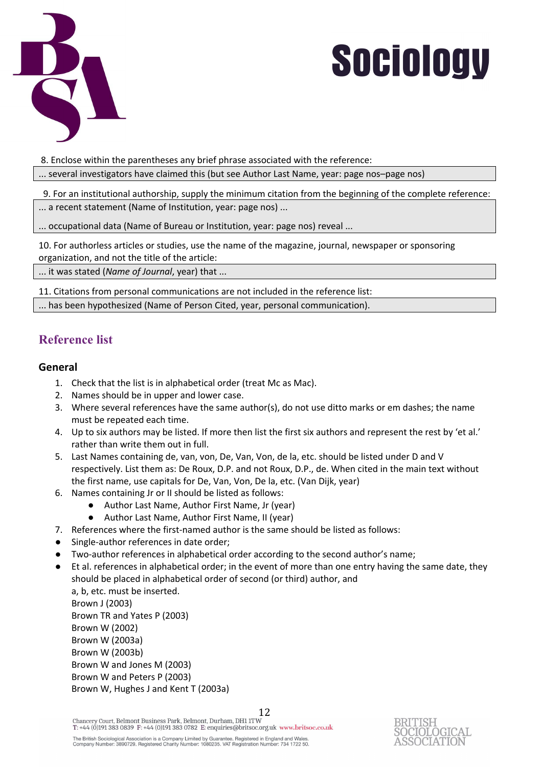8. Enclose within the parentheses any brief phrase associated with the reference:

... several investigators have claimed this (but see Author Last Name, year: page nos–page nos)

9. For an institutional authorship, supply the minimum citation from the beginning of the complete reference:

... a recent statement (Name of Institution, year: page nos) ...

... occupational data (Name of Bureau or Institution, year: page nos) reveal ...

10. For authorless articles or studies, use the name of the magazine, journal, newspaper or sponsoring organization, and not the title of the article:

... it was stated (*Name of Journal*, year) that ...

11. Citations from personal communications are not included in the reference list:

... has been hypothesized (Name of Person Cited, year, personal communication).

## Reference list

### General

1. Check that the list is in alphabetical order (treat Mc as Mac).
2. Names should be in upper and lower case.
3. Where several references have the same author(s), do not use ditto marks or em dashes; the name must be repeated each time.
4. Up to six authors may be listed. If more then list the first six authors and represent the rest by 'et al.' rather than write them out in full.
5. Last Names containing de, van, von, De, Van, Von, de la, etc. should be listed under D and V respectively. List them as: De Roux, D.P. and not Roux, D.P., de. When cited in the main text without the first name, use capitals for De, Van, Von, De la, etc. (Van Dijk, year)
6. Names containing Jr or II should be listed as follows:
   - Author Last Name, Author First Name, Jr (year)
   - Author Last Name, Author First Name, II (year)
7. References where the first-named author is the same should be listed as follows:

- Single-author references in date order;
- Two-author references in alphabetical order according to the second author's name;
- Et al. references in alphabetical order; in the event of more than one entry having the same date, they should be placed in alphabetical order of second (or third) author, and
  a, b, etc. must be inserted.
  Brown J (2003)
  Brown TR and Yates P (2003)
  Brown W (2002)
  Brown W (2003a)
  Brown W (2003b)
  Brown W and Jones M (2003)
  Brown W and Peters P (2003)
  Brown W, Hughes J and Kent T (2003a)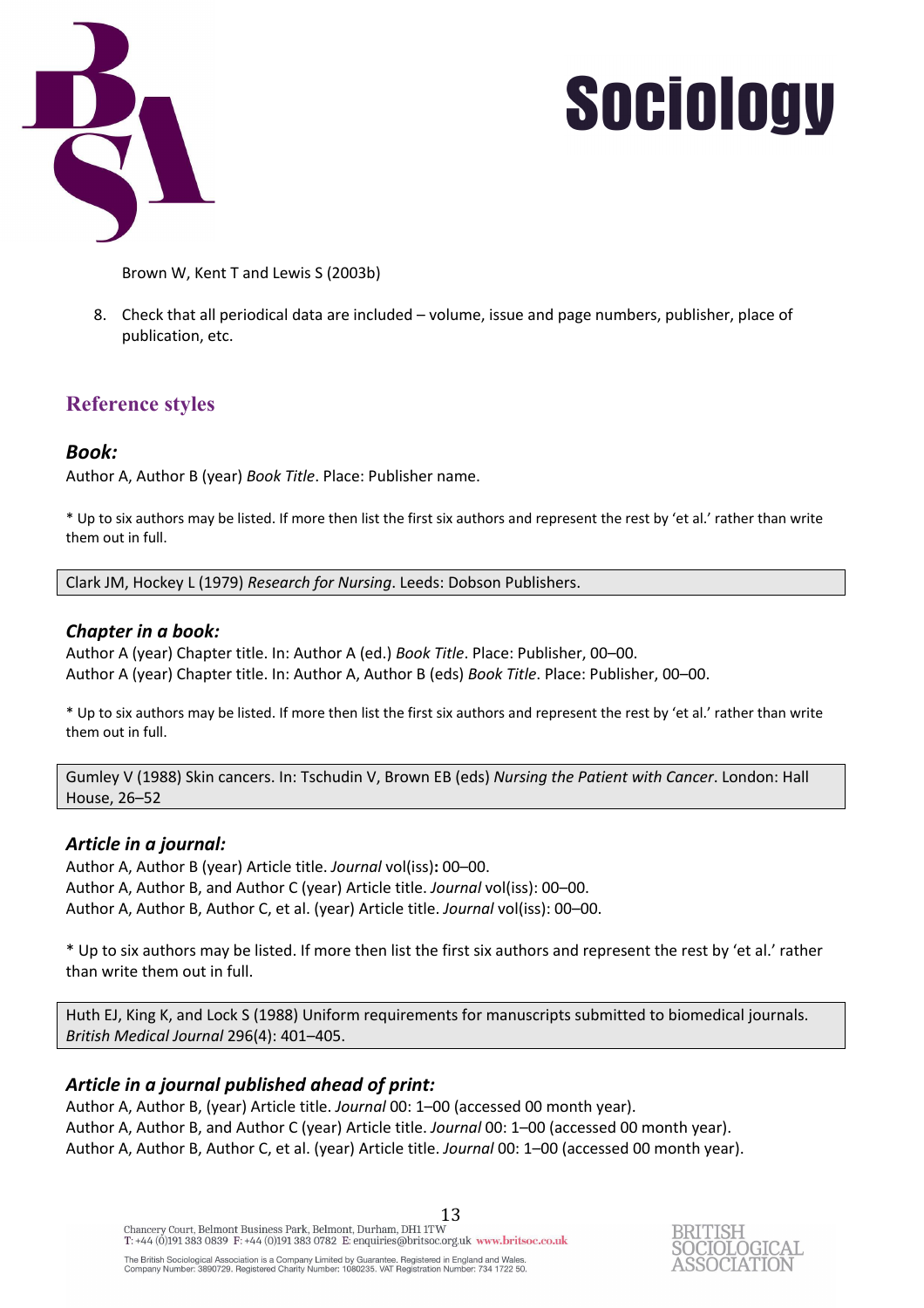Brown W, Kent T and Lewis S (2003b)

8. Check that all periodical data are included – volume, issue and page numbers, publisher, place of publication, etc.

## Reference styles

### *Book:*

Author A, Author B (year) *Book Title*. Place: Publisher name.

* Up to six authors may be listed. If more then list the first six authors and represent the rest by 'et al.' rather than write them out in full.

Clark JM, Hockey L (1979) *Research for Nursing*. Leeds: Dobson Publishers.

### *Chapter in a book:*

Author A (year) Chapter title. In: Author A (ed.) *Book Title*. Place: Publisher, 00–00.
Author A (year) Chapter title. In: Author A, Author B (eds) *Book Title*. Place: Publisher, 00–00.

* Up to six authors may be listed. If more then list the first six authors and represent the rest by 'et al.' rather than write them out in full.

Gumley V (1988) Skin cancers. In: Tschudin V, Brown EB (eds) *Nursing the Patient with Cancer*. London: Hall House, 26–52

### *Article in a journal:*

Author A, Author B (year) Article title. *Journal* vol(iss)**:** 00–00.
Author A, Author B, and Author C (year) Article title. *Journal* vol(iss): 00–00.
Author A, Author B, Author C, et al. (year) Article title. *Journal* vol(iss): 00–00.

* Up to six authors may be listed. If more then list the first six authors and represent the rest by 'et al.' rather than write them out in full.

Huth EJ, King K, and Lock S (1988) Uniform requirements for manuscripts submitted to biomedical journals. *British Medical Journal* 296(4): 401–405.

### *Article in a journal published ahead of print:*

Author A, Author B, (year) Article title. *Journal* 00: 1–00 (accessed 00 month year).
Author A, Author B, and Author C (year) Article title. *Journal* 00: 1–00 (accessed 00 month year).
Author A, Author B, Author C, et al. (year) Article title. *Journal* 00: 1–00 (accessed 00 month year).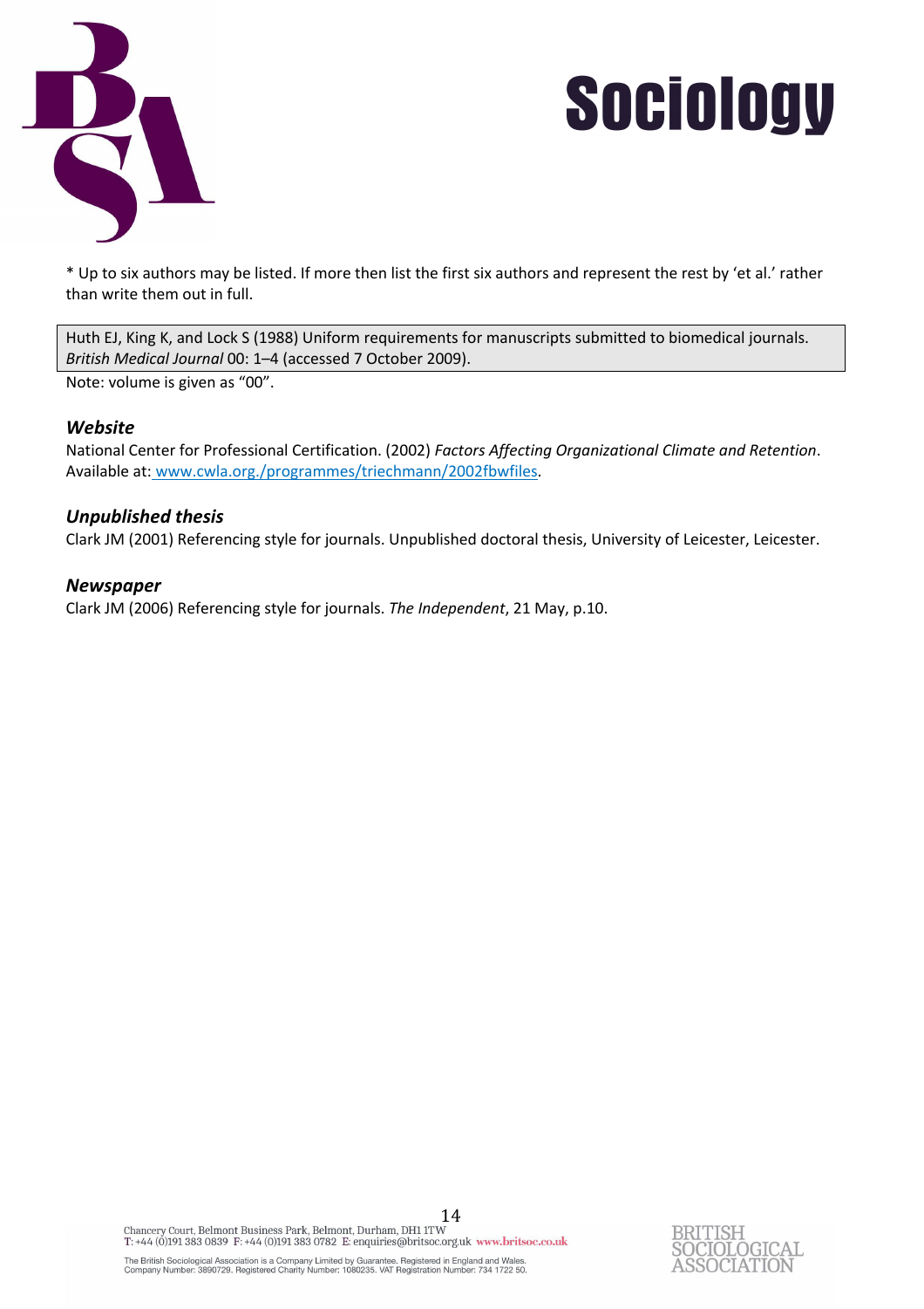* Up to six authors may be listed. If more then list the first six authors and represent the rest by 'et al.' rather than write them out in full.

Huth EJ, King K, and Lock S (1988) Uniform requirements for manuscripts submitted to biomedical journals. *British Medical Journal* 00: 1–4 (accessed 7 October 2009).

Note: volume is given as "00".

### *Website*

National Center for Professional Certification. (2002) *Factors Affecting Organizational Climate and Retention*. Available at: www.cwla.org./programmes/triechmann/2002fbwfiles.

### *Unpublished thesis*

Clark JM (2001) Referencing style for journals. Unpublished doctoral thesis, University of Leicester, Leicester.

### *Newspaper*

Clark JM (2006) Referencing style for journals. *The Independent*, 21 May, p.10.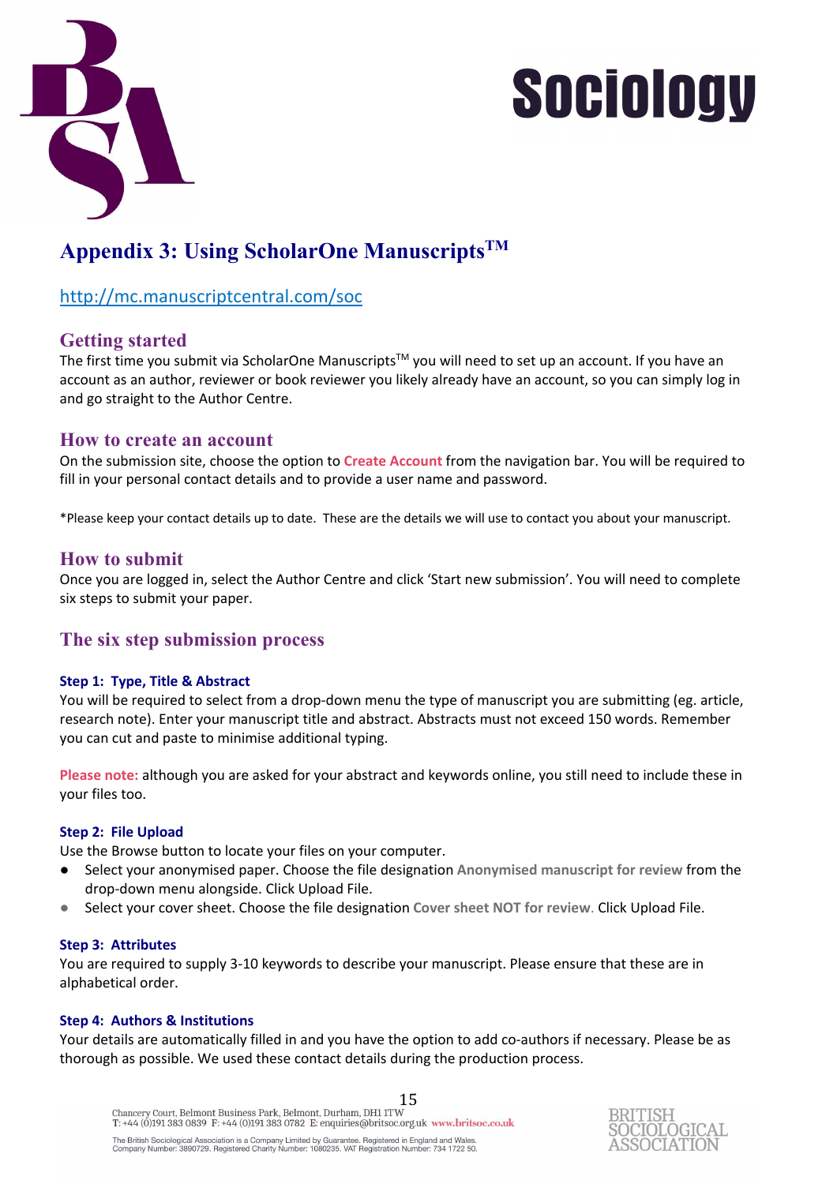## Appendix 3: Using ScholarOne Manuscripts™

http://mc.manuscriptcentral.com/soc

### Getting started

The first time you submit via ScholarOne Manuscripts™ you will need to set up an account. If you have an account as an author, reviewer or book reviewer you likely already have an account, so you can simply log in and go straight to the Author Centre.

### How to create an account

On the submission site, choose the option to **Create Account** from the navigation bar. You will be required to fill in your personal contact details and to provide a user name and password.

*Please keep your contact details up to date. These are the details we will use to contact you about your manuscript.

### How to submit

Once you are logged in, select the Author Centre and click 'Start new submission'. You will need to complete six steps to submit your paper.

### The six step submission process

#### Step 1: Type, Title & Abstract

You will be required to select from a drop-down menu the type of manuscript you are submitting (eg. article, research note). Enter your manuscript title and abstract. Abstracts must not exceed 150 words. Remember you can cut and paste to minimise additional typing.

**Please note:** although you are asked for your abstract and keywords online, you still need to include these in your files too.

#### Step 2: File Upload

Use the Browse button to locate your files on your computer.

- Select your anonymised paper. Choose the file designation **Anonymised manuscript for review** from the drop-down menu alongside. Click Upload File.
- Select your cover sheet. Choose the file designation **Cover sheet NOT for review**. Click Upload File.

#### Step 3: Attributes

You are required to supply 3-10 keywords to describe your manuscript. Please ensure that these are in alphabetical order.

#### Step 4: Authors & Institutions

Your details are automatically filled in and you have the option to add co-authors if necessary. Please be as thorough as possible. We used these contact details during the production process.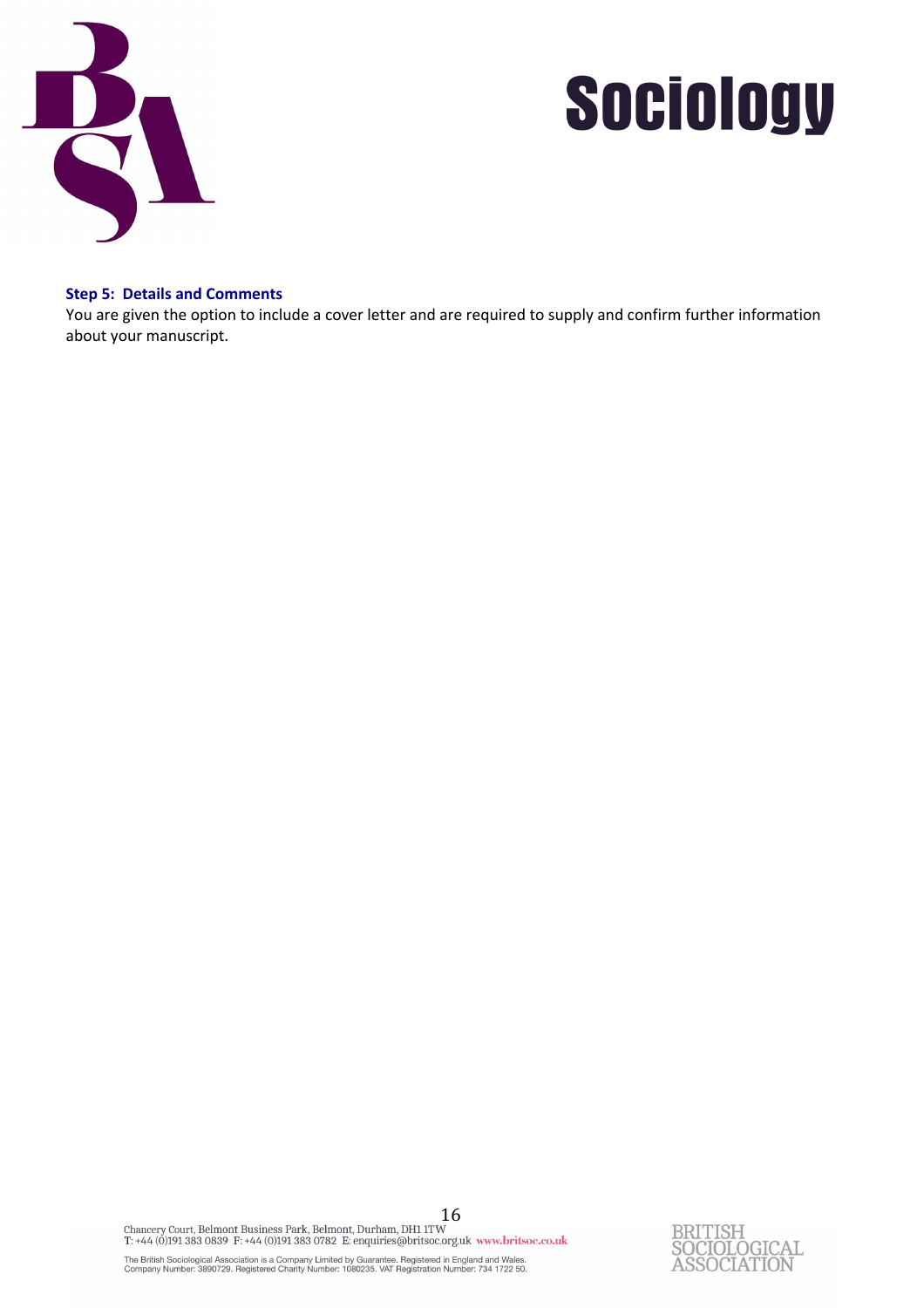### Step 5: Details and Comments

You are given the option to include a cover letter and are required to supply and confirm further information about your manuscript.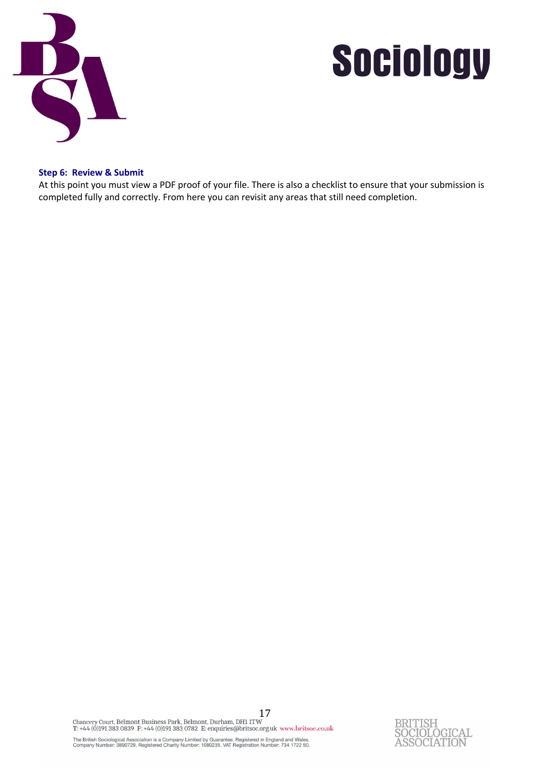**Step 6: Review & Submit**

At this point you must view a PDF proof of your file. There is also a checklist to ensure that your submission is completed fully and correctly. From here you can revisit any areas that still need completion.